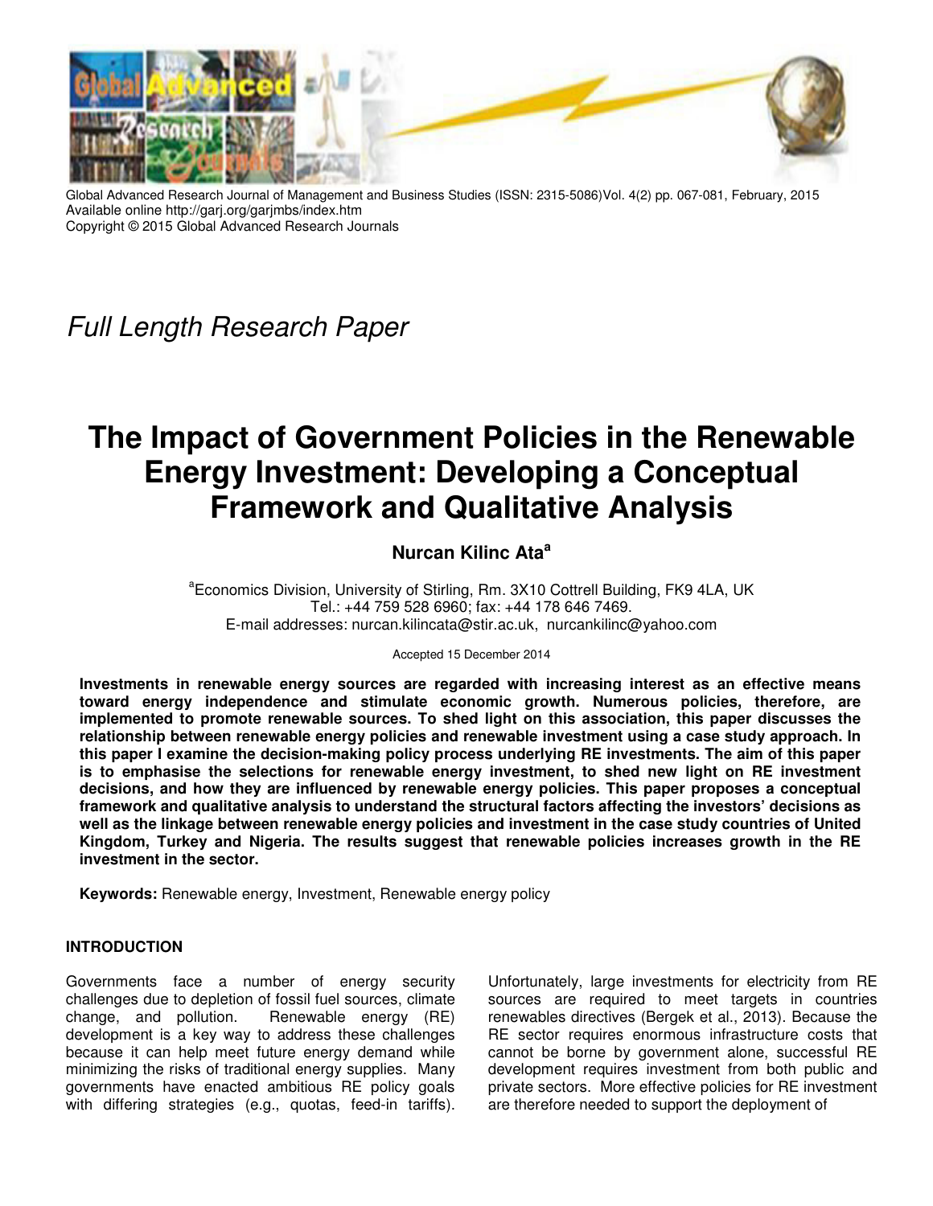Global Advanced Research Journal of Management and Business Studies (ISSN: 2315-5086)Vol. 4(2) pp. 067-081, February, 2015
Available online http://garj.org/garjmbs/index.htm
Copyright © 2015 Global Advanced Research Journals

*Full Length Research Paper*

# The Impact of Government Policies in the Renewable Energy Investment: Developing a Conceptual Framework and Qualitative Analysis

**Nurcan Kilinc Ata[a]**

[a]Economics Division, University of Stirling, Rm. 3X10 Cottrell Building, FK9 4LA, UK
Tel.: +44 759 528 6960; fax: +44 178 646 7469.
E-mail addresses: nurcan.kilincata@stir.ac.uk, nurcankilinc@yahoo.com

Accepted 15 December 2014

**Investments in renewable energy sources are regarded with increasing interest as an effective means toward energy independence and stimulate economic growth. Numerous policies, therefore, are implemented to promote renewable sources. To shed light on this association, this paper discusses the relationship between renewable energy policies and renewable investment using a case study approach. In this paper I examine the decision-making policy process underlying RE investments. The aim of this paper is to emphasise the selections for renewable energy investment, to shed new light on RE investment decisions, and how they are influenced by renewable energy policies. This paper proposes a conceptual framework and qualitative analysis to understand the structural factors affecting the investors' decisions as well as the linkage between renewable energy policies and investment in the case study countries of United Kingdom, Turkey and Nigeria. The results suggest that renewable policies increases growth in the RE investment in the sector.**

**Keywords:** Renewable energy, Investment, Renewable energy policy

## INTRODUCTION

Governments face a number of energy security challenges due to depletion of fossil fuel sources, climate change, and pollution. Renewable energy (RE) development is a key way to address these challenges because it can help meet future energy demand while minimizing the risks of traditional energy supplies. Many governments have enacted ambitious RE policy goals with differing strategies (e.g., quotas, feed-in tariffs). Unfortunately, large investments for electricity from RE sources are required to meet targets in countries renewables directives (Bergek et al., 2013). Because the RE sector requires enormous infrastructure costs that cannot be borne by government alone, successful RE development requires investment from both public and private sectors. More effective policies for RE investment are therefore needed to support the deployment of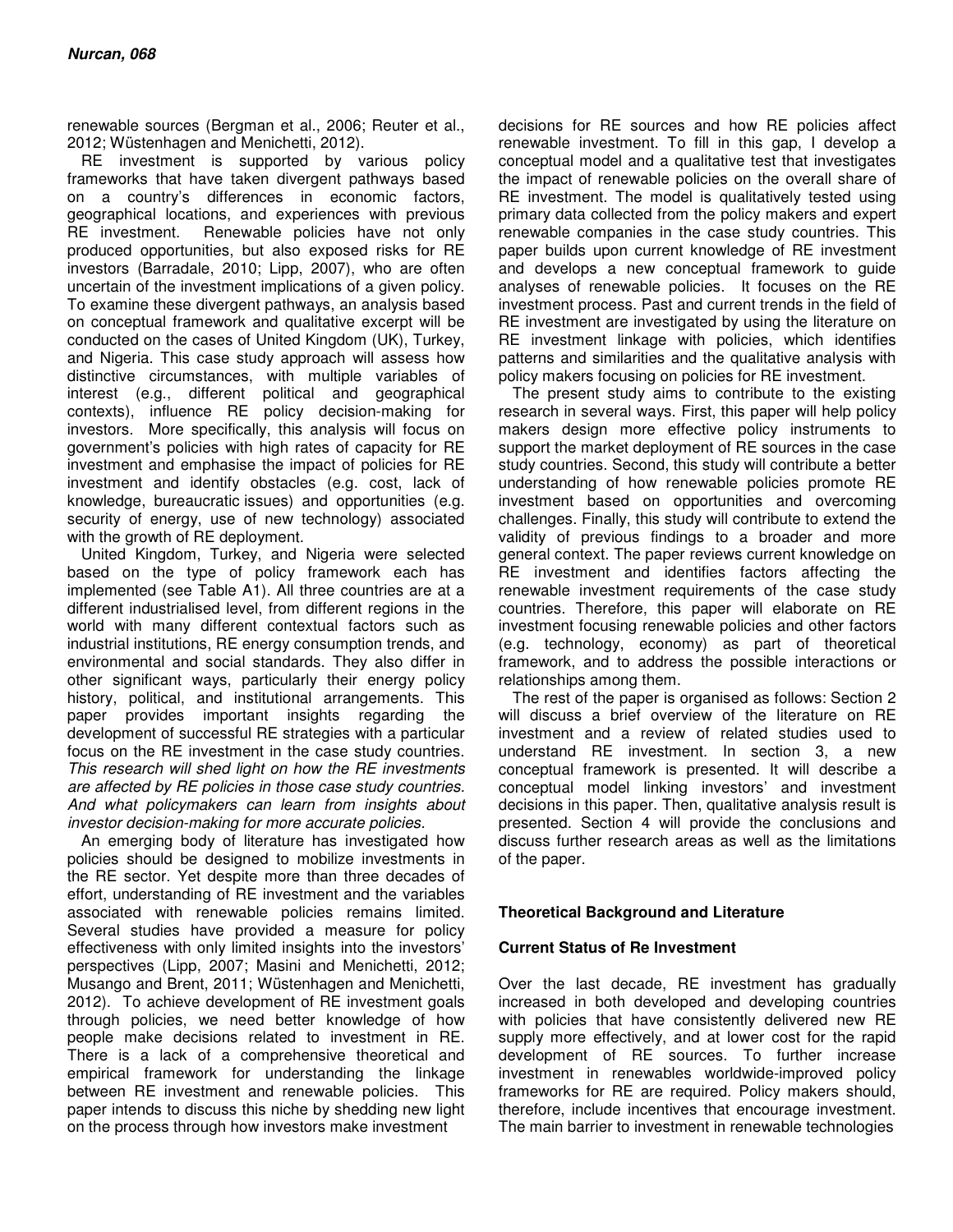renewable sources (Bergman et al., 2006; Reuter et al., 2012; Wüstenhagen and Menichetti, 2012).

RE investment is supported by various policy frameworks that have taken divergent pathways based on a country's differences in economic factors, geographical locations, and experiences with previous RE investment. Renewable policies have not only produced opportunities, but also exposed risks for RE investors (Barradale, 2010; Lipp, 2007), who are often uncertain of the investment implications of a given policy. To examine these divergent pathways, an analysis based on conceptual framework and qualitative excerpt will be conducted on the cases of United Kingdom (UK), Turkey, and Nigeria. This case study approach will assess how distinctive circumstances, with multiple variables of interest (e.g., different political and geographical contexts), influence RE policy decision-making for investors. More specifically, this analysis will focus on government's policies with high rates of capacity for RE investment and emphasise the impact of policies for RE investment and identify obstacles (e.g. cost, lack of knowledge, bureaucratic issues) and opportunities (e.g. security of energy, use of new technology) associated with the growth of RE deployment.

United Kingdom, Turkey, and Nigeria were selected based on the type of policy framework each has implemented (see Table A1). All three countries are at a different industrialised level, from different regions in the world with many different contextual factors such as industrial institutions, RE energy consumption trends, and environmental and social standards. They also differ in other significant ways, particularly their energy policy history, political, and institutional arrangements. This paper provides important insights regarding the development of successful RE strategies with a particular focus on the RE investment in the case study countries. *This research will shed light on how the RE investments are affected by RE policies in those case study countries. And what policymakers can learn from insights about investor decision-making for more accurate policies.*

An emerging body of literature has investigated how policies should be designed to mobilize investments in the RE sector. Yet despite more than three decades of effort, understanding of RE investment and the variables associated with renewable policies remains limited. Several studies have provided a measure for policy effectiveness with only limited insights into the investors' perspectives (Lipp, 2007; Masini and Menichetti, 2012; Musango and Brent, 2011; Wüstenhagen and Menichetti, 2012). To achieve development of RE investment goals through policies, we need better knowledge of how people make decisions related to investment in RE. There is a lack of a comprehensive theoretical and empirical framework for understanding the linkage between RE investment and renewable policies. This paper intends to discuss this niche by shedding new light on the process through how investors make investment decisions for RE sources and how RE policies affect renewable investment. To fill in this gap, I develop a conceptual model and a qualitative test that investigates the impact of renewable policies on the overall share of RE investment. The model is qualitatively tested using primary data collected from the policy makers and expert renewable companies in the case study countries. This paper builds upon current knowledge of RE investment and develops a new conceptual framework to guide analyses of renewable policies. It focuses on the RE investment process. Past and current trends in the field of RE investment are investigated by using the literature on RE investment linkage with policies, which identifies patterns and similarities and the qualitative analysis with policy makers focusing on policies for RE investment.

The present study aims to contribute to the existing research in several ways. First, this paper will help policy makers design more effective policy instruments to support the market deployment of RE sources in the case study countries. Second, this study will contribute a better understanding of how renewable policies promote RE investment based on opportunities and overcoming challenges. Finally, this study will contribute to extend the validity of previous findings to a broader and more general context. The paper reviews current knowledge on RE investment and identifies factors affecting the renewable investment requirements of the case study countries. Therefore, this paper will elaborate on RE investment focusing renewable policies and other factors (e.g. technology, economy) as part of theoretical framework, and to address the possible interactions or relationships among them.

The rest of the paper is organised as follows: Section 2 will discuss a brief overview of the literature on RE investment and a review of related studies used to understand RE investment. In section 3, a new conceptual framework is presented. It will describe a conceptual model linking investors' and investment decisions in this paper. Then, qualitative analysis result is presented. Section 4 will provide the conclusions and discuss further research areas as well as the limitations of the paper.

## Theoretical Background and Literature

### Current Status of Re Investment

Over the last decade, RE investment has gradually increased in both developed and developing countries with policies that have consistently delivered new RE supply more effectively, and at lower cost for the rapid development of RE sources. To further increase investment in renewables worldwide-improved policy frameworks for RE are required. Policy makers should, therefore, include incentives that encourage investment. The main barrier to investment in renewable technologies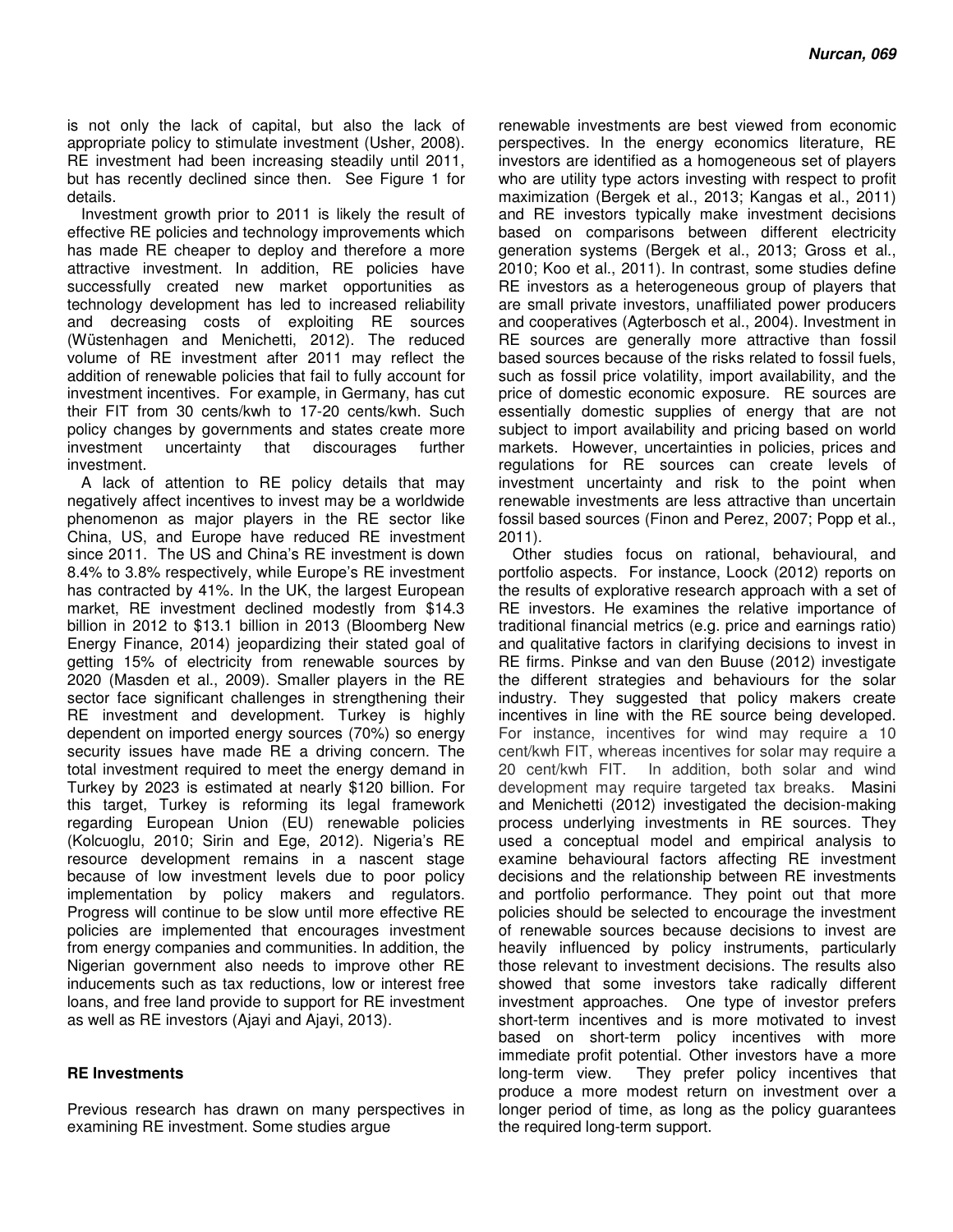is not only the lack of capital, but also the lack of appropriate policy to stimulate investment (Usher, 2008). RE investment had been increasing steadily until 2011, but has recently declined since then. See Figure 1 for details.

Investment growth prior to 2011 is likely the result of effective RE policies and technology improvements which has made RE cheaper to deploy and therefore a more attractive investment. In addition, RE policies have successfully created new market opportunities as technology development has led to increased reliability and decreasing costs of exploiting RE sources (Wüstenhagen and Menichetti, 2012). The reduced volume of RE investment after 2011 may reflect the addition of renewable policies that fail to fully account for investment incentives. For example, in Germany, has cut their FIT from 30 cents/kwh to 17-20 cents/kwh. Such policy changes by governments and states create more investment uncertainty that discourages further investment.

A lack of attention to RE policy details that may negatively affect incentives to invest may be a worldwide phenomenon as major players in the RE sector like China, US, and Europe have reduced RE investment since 2011. The US and China's RE investment is down 8.4% to 3.8% respectively, while Europe's RE investment has contracted by 41%. In the UK, the largest European market, RE investment declined modestly from \$14.3 billion in 2012 to \$13.1 billion in 2013 (Bloomberg New Energy Finance, 2014) jeopardizing their stated goal of getting 15% of electricity from renewable sources by 2020 (Masden et al., 2009). Smaller players in the RE sector face significant challenges in strengthening their RE investment and development. Turkey is highly dependent on imported energy sources (70%) so energy security issues have made RE a driving concern. The total investment required to meet the energy demand in Turkey by 2023 is estimated at nearly \$120 billion. For this target, Turkey is reforming its legal framework regarding European Union (EU) renewable policies (Kolcuoglu, 2010; Sirin and Ege, 2012). Nigeria's RE resource development remains in a nascent stage because of low investment levels due to poor policy implementation by policy makers and regulators. Progress will continue to be slow until more effective RE policies are implemented that encourages investment from energy companies and communities. In addition, the Nigerian government also needs to improve other RE inducements such as tax reductions, low or interest free loans, and free land provide to support for RE investment as well as RE investors (Ajayi and Ajayi, 2013).

## RE Investments

Previous research has drawn on many perspectives in examining RE investment. Some studies argue renewable investments are best viewed from economic perspectives. In the energy economics literature, RE investors are identified as a homogeneous set of players who are utility type actors investing with respect to profit maximization (Bergek et al., 2013; Kangas et al., 2011) and RE investors typically make investment decisions based on comparisons between different electricity generation systems (Bergek et al., 2013; Gross et al., 2010; Koo et al., 2011). In contrast, some studies define RE investors as a heterogeneous group of players that are small private investors, unaffiliated power producers and cooperatives (Agterbosch et al., 2004). Investment in RE sources are generally more attractive than fossil based sources because of the risks related to fossil fuels, such as fossil price volatility, import availability, and the price of domestic economic exposure. RE sources are essentially domestic supplies of energy that are not subject to import availability and pricing based on world markets. However, uncertainties in policies, prices and regulations for RE sources can create levels of investment uncertainty and risk to the point when renewable investments are less attractive than uncertain fossil based sources (Finon and Perez, 2007; Popp et al., 2011).

Other studies focus on rational, behavioural, and portfolio aspects. For instance, Loock (2012) reports on the results of explorative research approach with a set of RE investors. He examines the relative importance of traditional financial metrics (e.g. price and earnings ratio) and qualitative factors in clarifying decisions to invest in RE firms. Pinkse and van den Buuse (2012) investigate the different strategies and behaviours for the solar industry. They suggested that policy makers create incentives in line with the RE source being developed. For instance, incentives for wind may require a 10 cent/kwh FIT, whereas incentives for solar may require a 20 cent/kwh FIT. In addition, both solar and wind development may require targeted tax breaks. Masini and Menichetti (2012) investigated the decision-making process underlying investments in RE sources. They used a conceptual model and empirical analysis to examine behavioural factors affecting RE investment decisions and the relationship between RE investments and portfolio performance. They point out that more policies should be selected to encourage the investment of renewable sources because decisions to invest are heavily influenced by policy instruments, particularly those relevant to investment decisions. The results also showed that some investors take radically different investment approaches. One type of investor prefers short-term incentives and is more motivated to invest based on short-term policy incentives with more immediate profit potential. Other investors have a more long-term view. They prefer policy incentives that produce a more modest return on investment over a longer period of time, as long as the policy guarantees the required long-term support.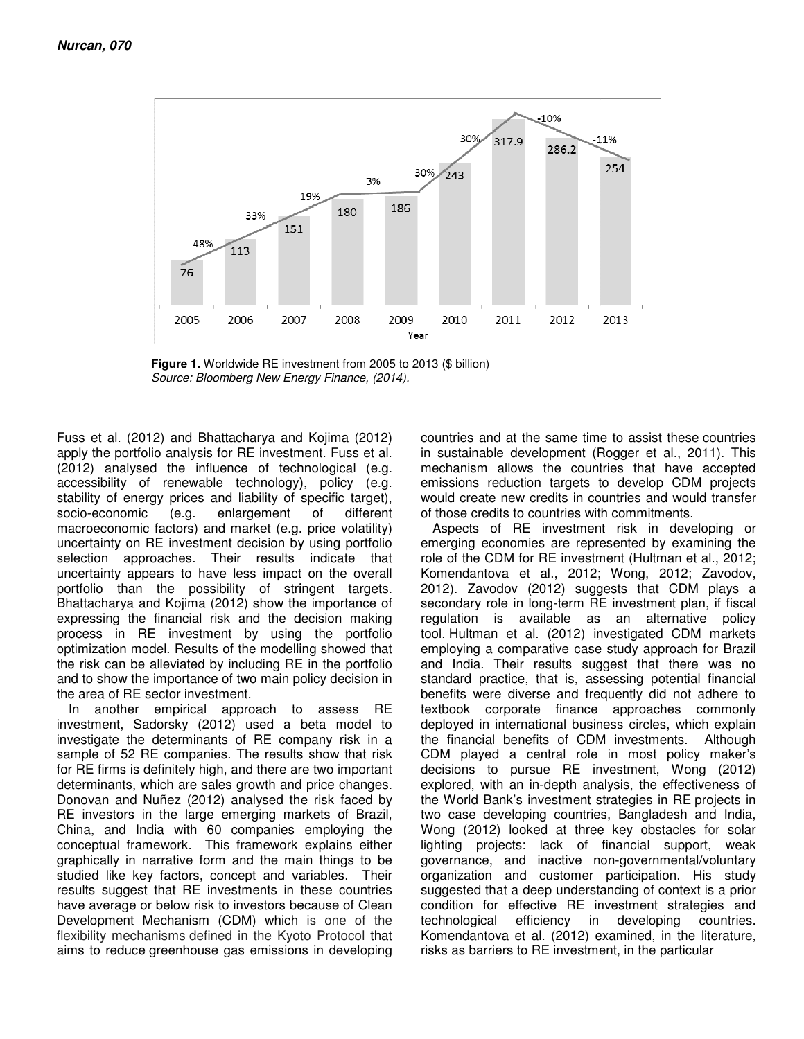**Figure 1.** Worldwide RE investment from 2005 to 2013 ($ billion)
*Source: Bloomberg New Energy Finance, (2014).*

Fuss et al. (2012) and Bhattacharya and Kojima (2012) apply the portfolio analysis for RE investment. Fuss et al. (2012) analysed the influence of technological (e.g. accessibility of renewable technology), policy (e.g. stability of energy prices and liability of specific target), socio-economic (e.g. enlargement of different macroeconomic factors) and market (e.g. price volatility) uncertainty on RE investment decision by using portfolio selection approaches. Their results indicate that uncertainty appears to have less impact on the overall portfolio than the possibility of stringent targets. Bhattacharya and Kojima (2012) show the importance of expressing the financial risk and the decision making process in RE investment by using the portfolio optimization model. Results of the modelling showed that the risk can be alleviated by including RE in the portfolio and to show the importance of two main policy decision in the area of RE sector investment.

In another empirical approach to assess RE investment, Sadorsky (2012) used a beta model to investigate the determinants of RE company risk in a sample of 52 RE companies. The results show that risk for RE firms is definitely high, and there are two important determinants, which are sales growth and price changes. Donovan and Nuñez (2012) analysed the risk faced by RE investors in the large emerging markets of Brazil, China, and India with 60 companies employing the conceptual framework. This framework explains either graphically in narrative form and the main things to be studied like key factors, concept and variables. Their results suggest that RE investments in these countries have average or below risk to investors because of Clean Development Mechanism (CDM) which is one of the flexibility mechanisms defined in the Kyoto Protocol that aims to reduce greenhouse gas emissions in developing countries and at the same time to assist these countries in sustainable development (Rogger et al., 2011). This mechanism allows the countries that have accepted emissions reduction targets to develop CDM projects would create new credits in countries and would transfer of those credits to countries with commitments.

Aspects of RE investment risk in developing or emerging economies are represented by examining the role of the CDM for RE investment (Hultman et al., 2012; Komendantova et al., 2012; Wong, 2012; Zavodov, 2012). Zavodov (2012) suggests that CDM plays a secondary role in long-term RE investment plan, if fiscal regulation is available as an alternative policy tool. Hultman et al. (2012) investigated CDM markets employing a comparative case study approach for Brazil and India. Their results suggest that there was no standard practice, that is, assessing potential financial benefits were diverse and frequently did not adhere to textbook corporate finance approaches commonly deployed in international business circles, which explain the financial benefits of CDM investments. Although CDM played a central role in most policy maker's decisions to pursue RE investment, Wong (2012) explored, with an in-depth analysis, the effectiveness of the World Bank's investment strategies in RE projects in two case developing countries, Bangladesh and India, Wong (2012) looked at three key obstacles for solar lighting projects: lack of financial support, weak governance, and inactive non-governmental/voluntary organization and customer participation. His study suggested that a deep understanding of context is a prior condition for effective RE investment strategies and technological efficiency in developing countries. Komendantova et al. (2012) examined, in the literature, risks as barriers to RE investment, in the particular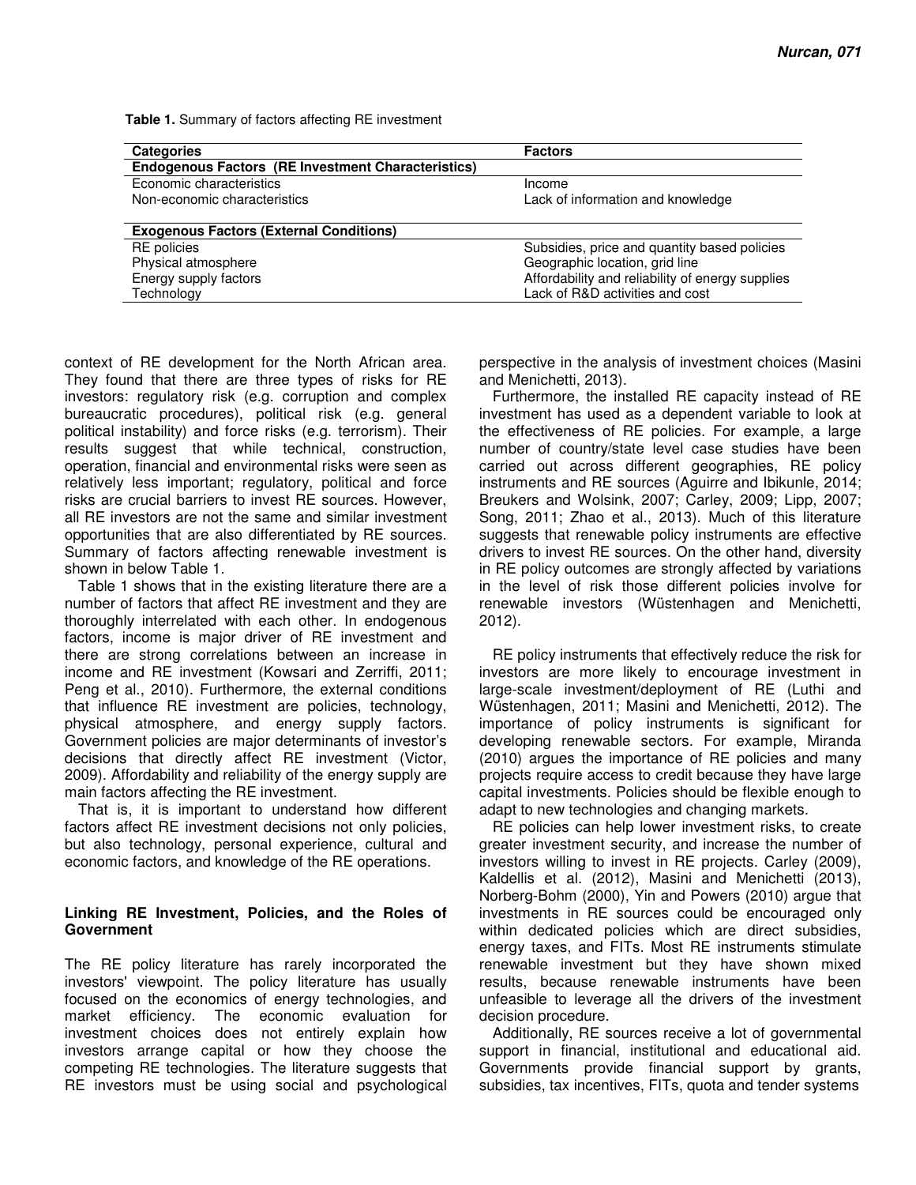**Table 1.** Summary of factors affecting RE investment

| Categories | Factors |
|---|---|
| **Endogenous Factors (RE Investment Characteristics)** | |
| Economic characteristics | Income |
| Non-economic characteristics | Lack of information and knowledge |
| **Exogenous Factors (External Conditions)** | |
| RE policies | Subsidies, price and quantity based policies |
| Physical atmosphere | Geographic location, grid line |
| Energy supply factors | Affordability and reliability of energy supplies |
| Technology | Lack of R&D activities and cost |

context of RE development for the North African area. They found that there are three types of risks for RE investors: regulatory risk (e.g. corruption and complex bureaucratic procedures), political risk (e.g. general political instability) and force risks (e.g. terrorism). Their results suggest that while technical, construction, operation, financial and environmental risks were seen as relatively less important; regulatory, political and force risks are crucial barriers to invest RE sources. However, all RE investors are not the same and similar investment opportunities that are also differentiated by RE sources. Summary of factors affecting renewable investment is shown in below Table 1.

Table 1 shows that in the existing literature there are a number of factors that affect RE investment and they are thoroughly interrelated with each other. In endogenous factors, income is major driver of RE investment and there are strong correlations between an increase in income and RE investment (Kowsari and Zerriffi, 2011; Peng et al., 2010). Furthermore, the external conditions that influence RE investment are policies, technology, physical atmosphere, and energy supply factors. Government policies are major determinants of investor's decisions that directly affect RE investment (Victor, 2009). Affordability and reliability of the energy supply are main factors affecting the RE investment.

That is, it is important to understand how different factors affect RE investment decisions not only policies, but also technology, personal experience, cultural and economic factors, and knowledge of the RE operations.

### Linking RE Investment, Policies, and the Roles of Government

The RE policy literature has rarely incorporated the investors' viewpoint. The policy literature has usually focused on the economics of energy technologies, and market efficiency. The economic evaluation for investment choices does not entirely explain how investors arrange capital or how they choose the competing RE technologies. The literature suggests that RE investors must be using social and psychological perspective in the analysis of investment choices (Masini and Menichetti, 2013).

Furthermore, the installed RE capacity instead of RE investment has used as a dependent variable to look at the effectiveness of RE policies. For example, a large number of country/state level case studies have been carried out across different geographies, RE policy instruments and RE sources (Aguirre and Ibikunle, 2014; Breukers and Wolsink, 2007; Carley, 2009; Lipp, 2007; Song, 2011; Zhao et al., 2013). Much of this literature suggests that renewable policy instruments are effective drivers to invest RE sources. On the other hand, diversity in RE policy outcomes are strongly affected by variations in the level of risk those different policies involve for renewable investors (Wüstenhagen and Menichetti, 2012).

RE policy instruments that effectively reduce the risk for investors are more likely to encourage investment in large-scale investment/deployment of RE (Luthi and Wüstenhagen, 2011; Masini and Menichetti, 2012). The importance of policy instruments is significant for developing renewable sectors. For example, Miranda (2010) argues the importance of RE policies and many projects require access to credit because they have large capital investments. Policies should be flexible enough to adapt to new technologies and changing markets.

RE policies can help lower investment risks, to create greater investment security, and increase the number of investors willing to invest in RE projects. Carley (2009), Kaldellis et al. (2012), Masini and Menichetti (2013), Norberg-Bohm (2000), Yin and Powers (2010) argue that investments in RE sources could be encouraged only within dedicated policies which are direct subsidies, energy taxes, and FITs. Most RE instruments stimulate renewable investment but they have shown mixed results, because renewable instruments have been unfeasible to leverage all the drivers of the investment decision procedure.

Additionally, RE sources receive a lot of governmental support in financial, institutional and educational aid. Governments provide financial support by grants, subsidies, tax incentives, FITs, quota and tender systems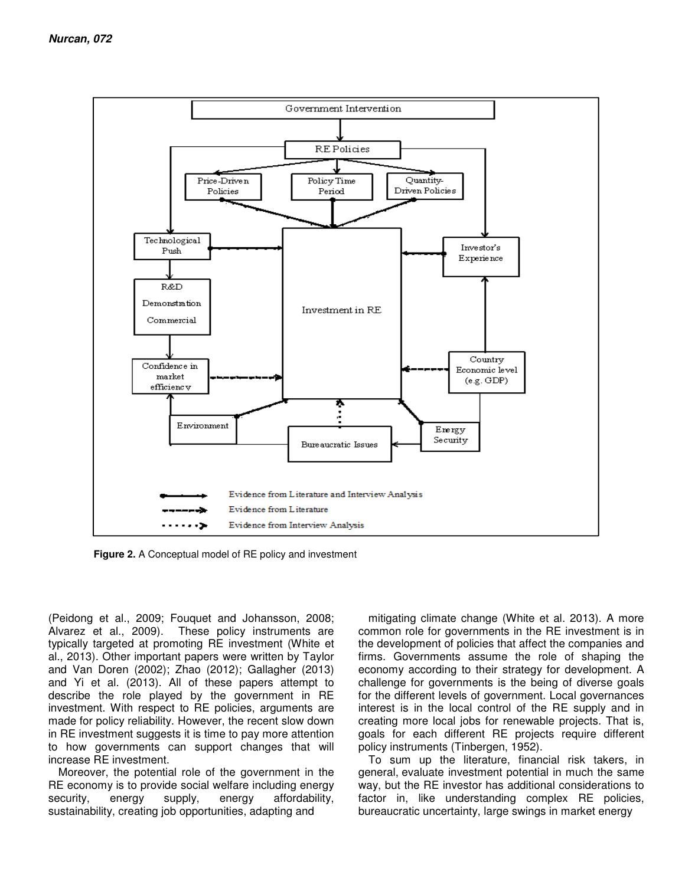**Figure 2.** A Conceptual model of RE policy and investment

(Peidong et al., 2009; Fouquet and Johansson, 2008; Alvarez et al., 2009). These policy instruments are typically targeted at promoting RE investment (White et al., 2013). Other important papers were written by Taylor and Van Doren (2002); Zhao (2012); Gallagher (2013) and Yi et al. (2013). All of these papers attempt to describe the role played by the government in RE investment. With respect to RE policies, arguments are made for policy reliability. However, the recent slow down in RE investment suggests it is time to pay more attention to how governments can support changes that will increase RE investment.

Moreover, the potential role of the government in the RE economy is to provide social welfare including energy security, energy supply, energy affordability, sustainability, creating job opportunities, adapting and mitigating climate change (White et al. 2013). A more common role for governments in the RE investment is in the development of policies that affect the companies and firms. Governments assume the role of shaping the economy according to their strategy for development. A challenge for governments is the being of diverse goals for the different levels of government. Local governances interest is in the local control of the RE supply and in creating more local jobs for renewable projects. That is, goals for each different RE projects require different policy instruments (Tinbergen, 1952).

To sum up the literature, financial risk takers, in general, evaluate investment potential in much the same way, but the RE investor has additional considerations to factor in, like understanding complex RE policies, bureaucratic uncertainty, large swings in market energy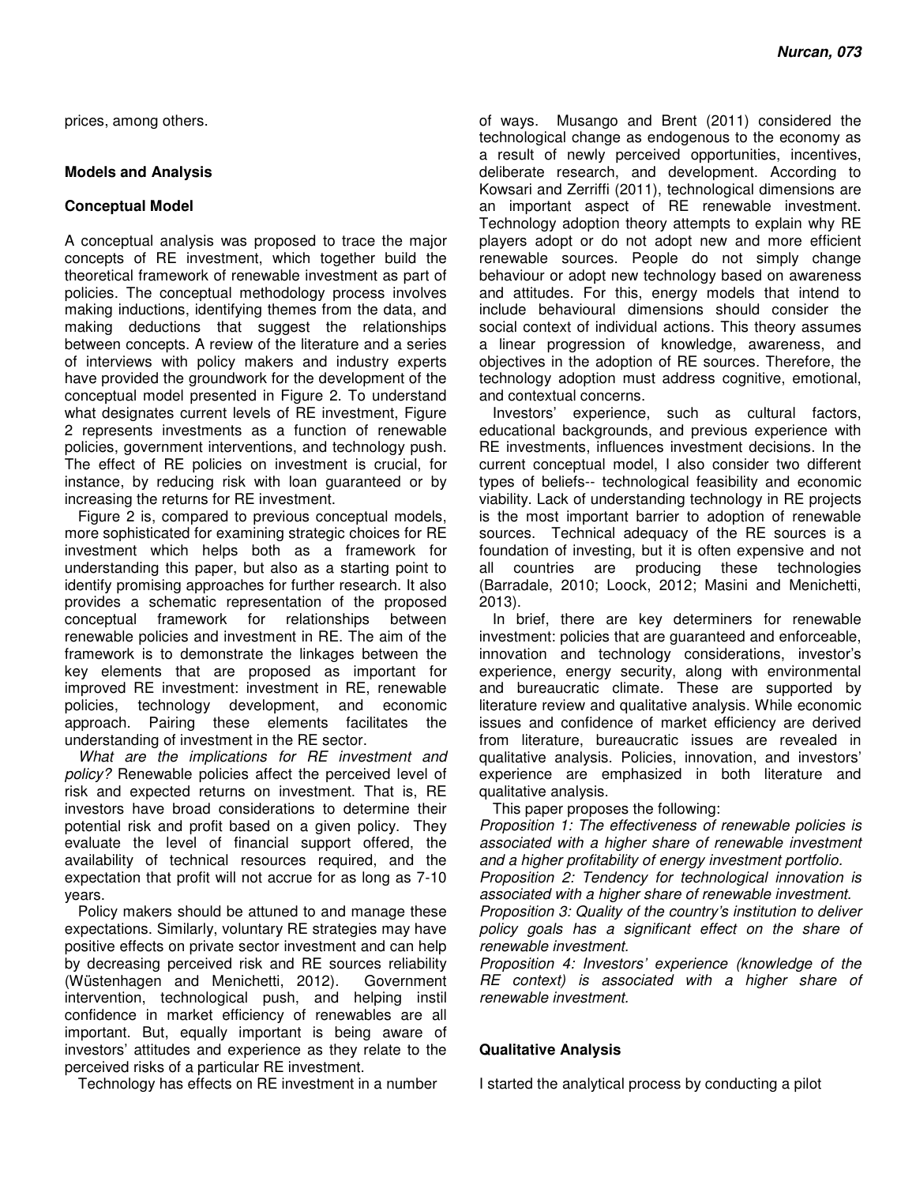prices, among others.

## Models and Analysis

### Conceptual Model

A conceptual analysis was proposed to trace the major concepts of RE investment, which together build the theoretical framework of renewable investment as part of policies. The conceptual methodology process involves making inductions, identifying themes from the data, and making deductions that suggest the relationships between concepts. A review of the literature and a series of interviews with policy makers and industry experts have provided the groundwork for the development of the conceptual model presented in Figure 2. To understand what designates current levels of RE investment, Figure 2 represents investments as a function of renewable policies, government interventions, and technology push. The effect of RE policies on investment is crucial, for instance, by reducing risk with loan guaranteed or by increasing the returns for RE investment.

Figure 2 is, compared to previous conceptual models, more sophisticated for examining strategic choices for RE investment which helps both as a framework for understanding this paper, but also as a starting point to identify promising approaches for further research. It also provides a schematic representation of the proposed conceptual framework for relationships between renewable policies and investment in RE. The aim of the framework is to demonstrate the linkages between the key elements that are proposed as important for improved RE investment: investment in RE, renewable policies, technology development, and economic approach. Pairing these elements facilitates the understanding of investment in the RE sector.

*What are the implications for RE investment and policy?* Renewable policies affect the perceived level of risk and expected returns on investment. That is, RE investors have broad considerations to determine their potential risk and profit based on a given policy. They evaluate the level of financial support offered, the availability of technical resources required, and the expectation that profit will not accrue for as long as 7-10 years.

Policy makers should be attuned to and manage these expectations. Similarly, voluntary RE strategies may have positive effects on private sector investment and can help by decreasing perceived risk and RE sources reliability (Wüstenhagen and Menichetti, 2012). Government intervention, technological push, and helping instil confidence in market efficiency of renewables are all important. But, equally important is being aware of investors' attitudes and experience as they relate to the perceived risks of a particular RE investment.

Technology has effects on RE investment in a number of ways. Musango and Brent (2011) considered the technological change as endogenous to the economy as a result of newly perceived opportunities, incentives, deliberate research, and development. According to Kowsari and Zerriffi (2011), technological dimensions are an important aspect of RE renewable investment. Technology adoption theory attempts to explain why RE players adopt or do not adopt new and more efficient renewable sources. People do not simply change behaviour or adopt new technology based on awareness and attitudes. For this, energy models that intend to include behavioural dimensions should consider the social context of individual actions. This theory assumes a linear progression of knowledge, awareness, and objectives in the adoption of RE sources. Therefore, the technology adoption must address cognitive, emotional, and contextual concerns.

Investors' experience, such as cultural factors, educational backgrounds, and previous experience with RE investments, influences investment decisions. In the current conceptual model, I also consider two different types of beliefs-- technological feasibility and economic viability. Lack of understanding technology in RE projects is the most important barrier to adoption of renewable sources. Technical adequacy of the RE sources is a foundation of investing, but it is often expensive and not all countries are producing these technologies (Barradale, 2010; Loock, 2012; Masini and Menichetti, 2013).

In brief, there are key determiners for renewable investment: policies that are guaranteed and enforceable, innovation and technology considerations, investor's experience, energy security, along with environmental and bureaucratic climate. These are supported by literature review and qualitative analysis. While economic issues and confidence of market efficiency are derived from literature, bureaucratic issues are revealed in qualitative analysis. Policies, innovation, and investors' experience are emphasized in both literature and qualitative analysis.

This paper proposes the following:

*Proposition 1: The effectiveness of renewable policies is associated with a higher share of renewable investment and a higher profitability of energy investment portfolio.*

*Proposition 2: Tendency for technological innovation is associated with a higher share of renewable investment.*

*Proposition 3: Quality of the country's institution to deliver policy goals has a significant effect on the share of renewable investment.*

*Proposition 4: Investors' experience (knowledge of the RE context) is associated with a higher share of renewable investment.*

### Qualitative Analysis

I started the analytical process by conducting a pilot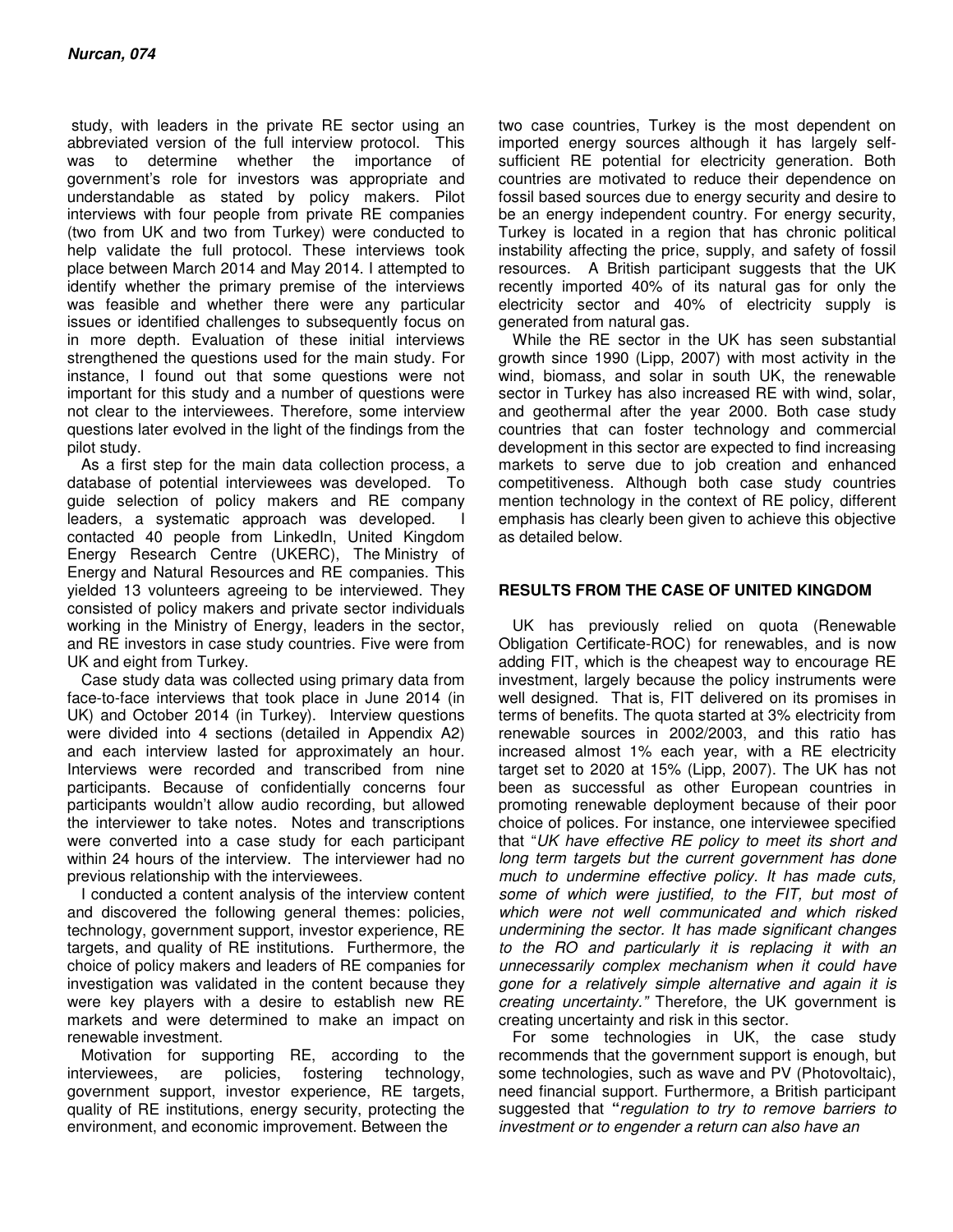study, with leaders in the private RE sector using an abbreviated version of the full interview protocol. This was to determine whether the importance of government's role for investors was appropriate and understandable as stated by policy makers. Pilot interviews with four people from private RE companies (two from UK and two from Turkey) were conducted to help validate the full protocol. These interviews took place between March 2014 and May 2014. I attempted to identify whether the primary premise of the interviews was feasible and whether there were any particular issues or identified challenges to subsequently focus on in more depth. Evaluation of these initial interviews strengthened the questions used for the main study. For instance, I found out that some questions were not important for this study and a number of questions were not clear to the interviewees. Therefore, some interview questions later evolved in the light of the findings from the pilot study.

As a first step for the main data collection process, a database of potential interviewees was developed. To guide selection of policy makers and RE company leaders, a systematic approach was developed. I contacted 40 people from LinkedIn, United Kingdom Energy Research Centre (UKERC), The Ministry of Energy and Natural Resources and RE companies. This yielded 13 volunteers agreeing to be interviewed. They consisted of policy makers and private sector individuals working in the Ministry of Energy, leaders in the sector, and RE investors in case study countries. Five were from UK and eight from Turkey.

Case study data was collected using primary data from face-to-face interviews that took place in June 2014 (in UK) and October 2014 (in Turkey). Interview questions were divided into 4 sections (detailed in Appendix A2) and each interview lasted for approximately an hour. Interviews were recorded and transcribed from nine participants. Because of confidentially concerns four participants wouldn't allow audio recording, but allowed the interviewer to take notes. Notes and transcriptions were converted into a case study for each participant within 24 hours of the interview. The interviewer had no previous relationship with the interviewees.

I conducted a content analysis of the interview content and discovered the following general themes: policies, technology, government support, investor experience, RE targets, and quality of RE institutions. Furthermore, the choice of policy makers and leaders of RE companies for investigation was validated in the content because they were key players with a desire to establish new RE markets and were determined to make an impact on renewable investment.

Motivation for supporting RE, according to the interviewees, are policies, fostering technology, government support, investor experience, RE targets, quality of RE institutions, energy security, protecting the environment, and economic improvement. Between the two case countries, Turkey is the most dependent on imported energy sources although it has largely self-sufficient RE potential for electricity generation. Both countries are motivated to reduce their dependence on fossil based sources due to energy security and desire to be an energy independent country. For energy security, Turkey is located in a region that has chronic political instability affecting the price, supply, and safety of fossil resources. A British participant suggests that the UK recently imported 40% of its natural gas for only the electricity sector and 40% of electricity supply is generated from natural gas.

While the RE sector in the UK has seen substantial growth since 1990 (Lipp, 2007) with most activity in the wind, biomass, and solar in south UK, the renewable sector in Turkey has also increased RE with wind, solar, and geothermal after the year 2000. Both case study countries that can foster technology and commercial development in this sector are expected to find increasing markets to serve due to job creation and enhanced competitiveness. Although both case study countries mention technology in the context of RE policy, different emphasis has clearly been given to achieve this objective as detailed below.

## RESULTS FROM THE CASE OF UNITED KINGDOM

UK has previously relied on quota (Renewable Obligation Certificate-ROC) for renewables, and is now adding FIT, which is the cheapest way to encourage RE investment, largely because the policy instruments were well designed. That is, FIT delivered on its promises in terms of benefits. The quota started at 3% electricity from renewable sources in 2002/2003, and this ratio has increased almost 1% each year, with a RE electricity target set to 2020 at 15% (Lipp, 2007). The UK has not been as successful as other European countries in promoting renewable deployment because of their poor choice of polices. For instance, one interviewee specified that "*UK have effective RE policy to meet its short and long term targets but the current government has done much to undermine effective policy. It has made cuts, some of which were justified, to the FIT, but most of which were not well communicated and which risked undermining the sector. It has made significant changes to the RO and particularly it is replacing it with an unnecessarily complex mechanism when it could have gone for a relatively simple alternative and again it is creating uncertainty.*" Therefore, the UK government is creating uncertainty and risk in this sector.

For some technologies in UK, the case study recommends that the government support is enough, but some technologies, such as wave and PV (Photovoltaic), need financial support. Furthermore, a British participant suggested that "*regulation to try to remove barriers to investment or to engender a return can also have an*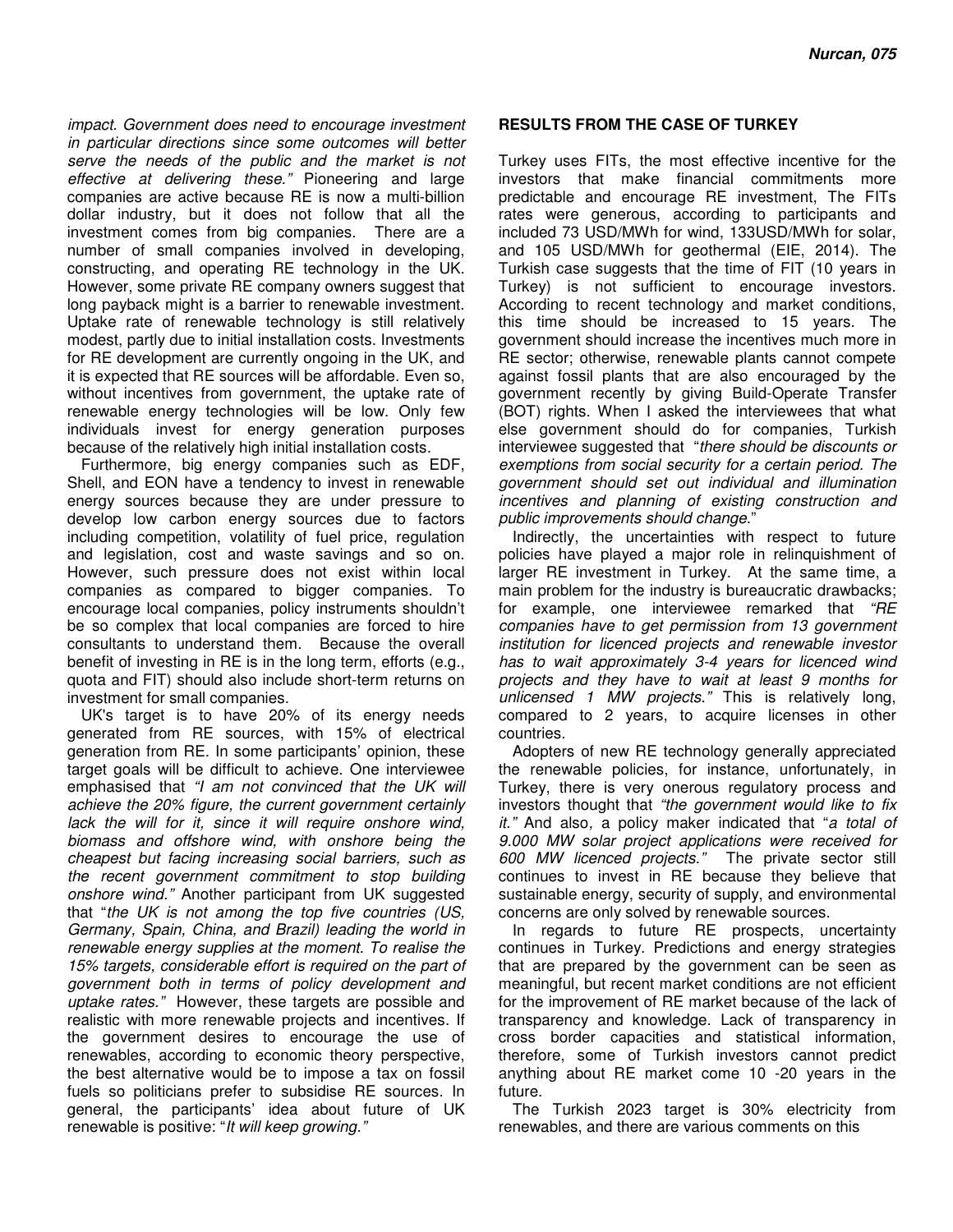*impact. Government does need to encourage investment in particular directions since some outcomes will better serve the needs of the public and the market is not effective at delivering these."* Pioneering and large companies are active because RE is now a multi-billion dollar industry, but it does not follow that all the investment comes from big companies. There are a number of small companies involved in developing, constructing, and operating RE technology in the UK. However, some private RE company owners suggest that long payback might is a barrier to renewable investment. Uptake rate of renewable technology is still relatively modest, partly due to initial installation costs. Investments for RE development are currently ongoing in the UK, and it is expected that RE sources will be affordable. Even so, without incentives from government, the uptake rate of renewable energy technologies will be low. Only few individuals invest for energy generation purposes because of the relatively high initial installation costs.

Furthermore, big energy companies such as EDF, Shell, and EON have a tendency to invest in renewable energy sources because they are under pressure to develop low carbon energy sources due to factors including competition, volatility of fuel price, regulation and legislation, cost and waste savings and so on. However, such pressure does not exist within local companies as compared to bigger companies. To encourage local companies, policy instruments shouldn't be so complex that local companies are forced to hire consultants to understand them. Because the overall benefit of investing in RE is in the long term, efforts (e.g., quota and FIT) should also include short-term returns on investment for small companies.

UK's target is to have 20% of its energy needs generated from RE sources, with 15% of electrical generation from RE. In some participants' opinion, these target goals will be difficult to achieve. One interviewee emphasised that *"I am not convinced that the UK will achieve the 20% figure, the current government certainly lack the will for it, since it will require onshore wind, biomass and offshore wind, with onshore being the cheapest but facing increasing social barriers, such as the recent government commitment to stop building onshore wind."* Another participant from UK suggested that "*the UK is not among the top five countries (US, Germany, Spain, China, and Brazil) leading the world in renewable energy supplies at the moment. To realise the 15% targets, considerable effort is required on the part of government both in terms of policy development and uptake rates."* However, these targets are possible and realistic with more renewable projects and incentives. If the government desires to encourage the use of renewables, according to economic theory perspective, the best alternative would be to impose a tax on fossil fuels so politicians prefer to subsidise RE sources. In general, the participants' idea about future of UK renewable is positive: "*It will keep growing."*

## RESULTS FROM THE CASE OF TURKEY

Turkey uses FITs, the most effective incentive for the investors that make financial commitments more predictable and encourage RE investment, The FITs rates were generous, according to participants and included 73 USD/MWh for wind, 133USD/MWh for solar, and 105 USD/MWh for geothermal (EIE, 2014). The Turkish case suggests that the time of FIT (10 years in Turkey) is not sufficient to encourage investors. According to recent technology and market conditions, this time should be increased to 15 years. The government should increase the incentives much more in RE sector; otherwise, renewable plants cannot compete against fossil plants that are also encouraged by the government recently by giving Build-Operate Transfer (BOT) rights. When I asked the interviewees that what else government should do for companies, Turkish interviewee suggested that "*there should be discounts or exemptions from social security for a certain period. The government should set out individual and illumination incentives and planning of existing construction and public improvements should change*."

Indirectly, the uncertainties with respect to future policies have played a major role in relinquishment of larger RE investment in Turkey. At the same time, a main problem for the industry is bureaucratic drawbacks; for example, one interviewee remarked that *"RE companies have to get permission from 13 government institution for licenced projects and renewable investor has to wait approximately 3-4 years for licenced wind projects and they have to wait at least 9 months for unlicensed 1 MW projects."* This is relatively long, compared to 2 years, to acquire licenses in other countries.

Adopters of new RE technology generally appreciated the renewable policies, for instance, unfortunately, in Turkey, there is very onerous regulatory process and investors thought that *"the government would like to fix it."* And also, a policy maker indicated that "*a total of 9.000 MW solar project applications were received for 600 MW licenced projects."* The private sector still continues to invest in RE because they believe that sustainable energy, security of supply, and environmental concerns are only solved by renewable sources.

In regards to future RE prospects, uncertainty continues in Turkey. Predictions and energy strategies that are prepared by the government can be seen as meaningful, but recent market conditions are not efficient for the improvement of RE market because of the lack of transparency and knowledge. Lack of transparency in cross border capacities and statistical information, therefore, some of Turkish investors cannot predict anything about RE market come 10 -20 years in the future.

The Turkish 2023 target is 30% electricity from renewables, and there are various comments on this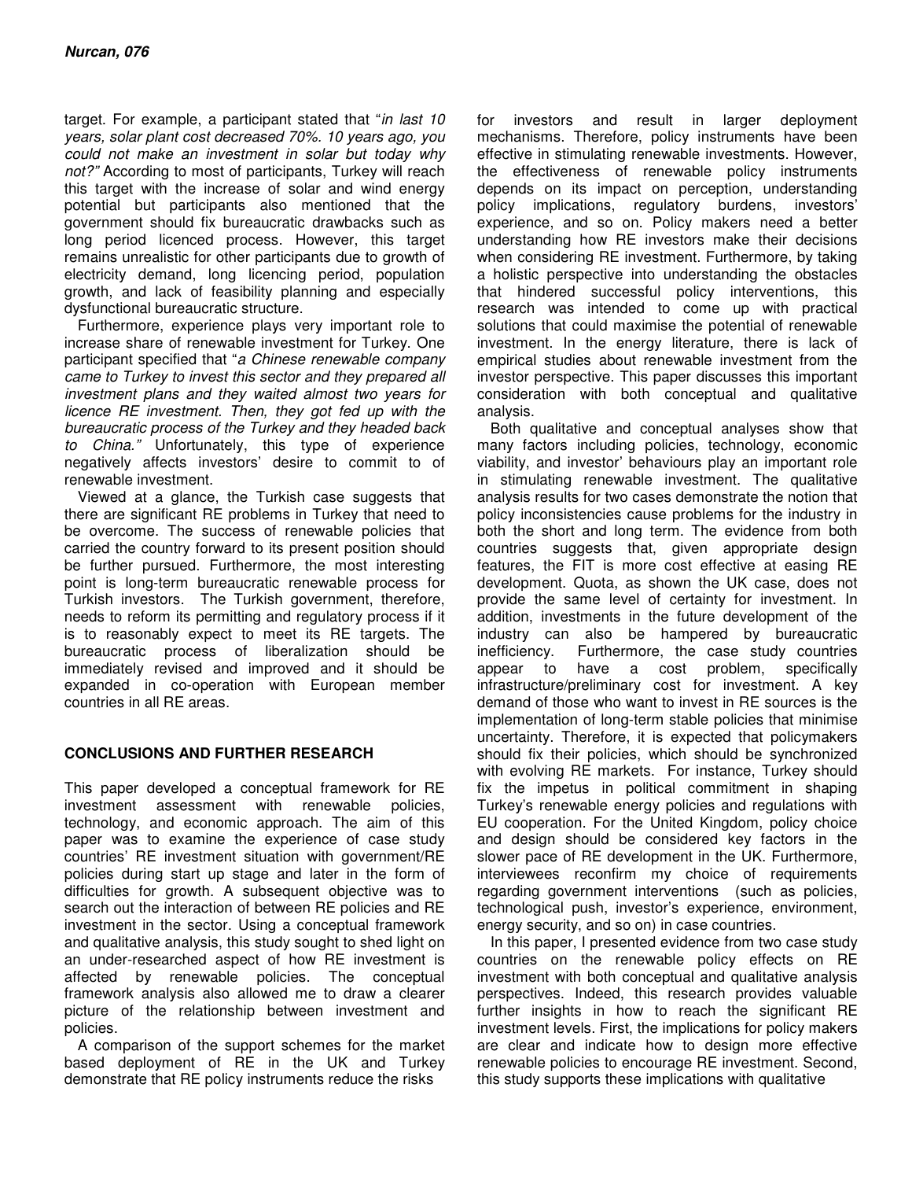target. For example, a participant stated that "*in last 10 years, solar plant cost decreased 70%. 10 years ago, you could not make an investment in solar but today why not?"* According to most of participants, Turkey will reach this target with the increase of solar and wind energy potential but participants also mentioned that the government should fix bureaucratic drawbacks such as long period licenced process. However, this target remains unrealistic for other participants due to growth of electricity demand, long licencing period, population growth, and lack of feasibility planning and especially dysfunctional bureaucratic structure.

Furthermore, experience plays very important role to increase share of renewable investment for Turkey. One participant specified that "*a Chinese renewable company came to Turkey to invest this sector and they prepared all investment plans and they waited almost two years for licence RE investment. Then, they got fed up with the bureaucratic process of the Turkey and they headed back to China."* Unfortunately, this type of experience negatively affects investors' desire to commit to of renewable investment.

Viewed at a glance, the Turkish case suggests that there are significant RE problems in Turkey that need to be overcome. The success of renewable policies that carried the country forward to its present position should be further pursued. Furthermore, the most interesting point is long-term bureaucratic renewable process for Turkish investors. The Turkish government, therefore, needs to reform its permitting and regulatory process if it is to reasonably expect to meet its RE targets. The bureaucratic process of liberalization should be immediately revised and improved and it should be expanded in co-operation with European member countries in all RE areas.

## CONCLUSIONS AND FURTHER RESEARCH

This paper developed a conceptual framework for RE investment assessment with renewable policies, technology, and economic approach. The aim of this paper was to examine the experience of case study countries' RE investment situation with government/RE policies during start up stage and later in the form of difficulties for growth. A subsequent objective was to search out the interaction of between RE policies and RE investment in the sector. Using a conceptual framework and qualitative analysis, this study sought to shed light on an under-researched aspect of how RE investment is affected by renewable policies. The conceptual framework analysis also allowed me to draw a clearer picture of the relationship between investment and policies.

A comparison of the support schemes for the market based deployment of RE in the UK and Turkey demonstrate that RE policy instruments reduce the risks for investors and result in larger deployment mechanisms. Therefore, policy instruments have been effective in stimulating renewable investments. However, the effectiveness of renewable policy instruments depends on its impact on perception, understanding policy implications, regulatory burdens, investors' experience, and so on. Policy makers need a better understanding how RE investors make their decisions when considering RE investment. Furthermore, by taking a holistic perspective into understanding the obstacles that hindered successful policy interventions, this research was intended to come up with practical solutions that could maximise the potential of renewable investment. In the energy literature, there is lack of empirical studies about renewable investment from the investor perspective. This paper discusses this important consideration with both conceptual and qualitative analysis.

Both qualitative and conceptual analyses show that many factors including policies, technology, economic viability, and investor' behaviours play an important role in stimulating renewable investment. The qualitative analysis results for two cases demonstrate the notion that policy inconsistencies cause problems for the industry in both the short and long term. The evidence from both countries suggests that, given appropriate design features, the FIT is more cost effective at easing RE development. Quota, as shown the UK case, does not provide the same level of certainty for investment. In addition, investments in the future development of the industry can also be hampered by bureaucratic inefficiency. Furthermore, the case study countries appear to have a cost problem, specifically infrastructure/preliminary cost for investment. A key demand of those who want to invest in RE sources is the implementation of long-term stable policies that minimise uncertainty. Therefore, it is expected that policymakers should fix their policies, which should be synchronized with evolving RE markets. For instance, Turkey should fix the impetus in political commitment in shaping Turkey's renewable energy policies and regulations with EU cooperation. For the United Kingdom, policy choice and design should be considered key factors in the slower pace of RE development in the UK. Furthermore, interviewees reconfirm my choice of requirements regarding government interventions (such as policies, technological push, investor's experience, environment, energy security, and so on) in case countries.

In this paper, I presented evidence from two case study countries on the renewable policy effects on RE investment with both conceptual and qualitative analysis perspectives. Indeed, this research provides valuable further insights in how to reach the significant RE investment levels. First, the implications for policy makers are clear and indicate how to design more effective renewable policies to encourage RE investment. Second, this study supports these implications with qualitative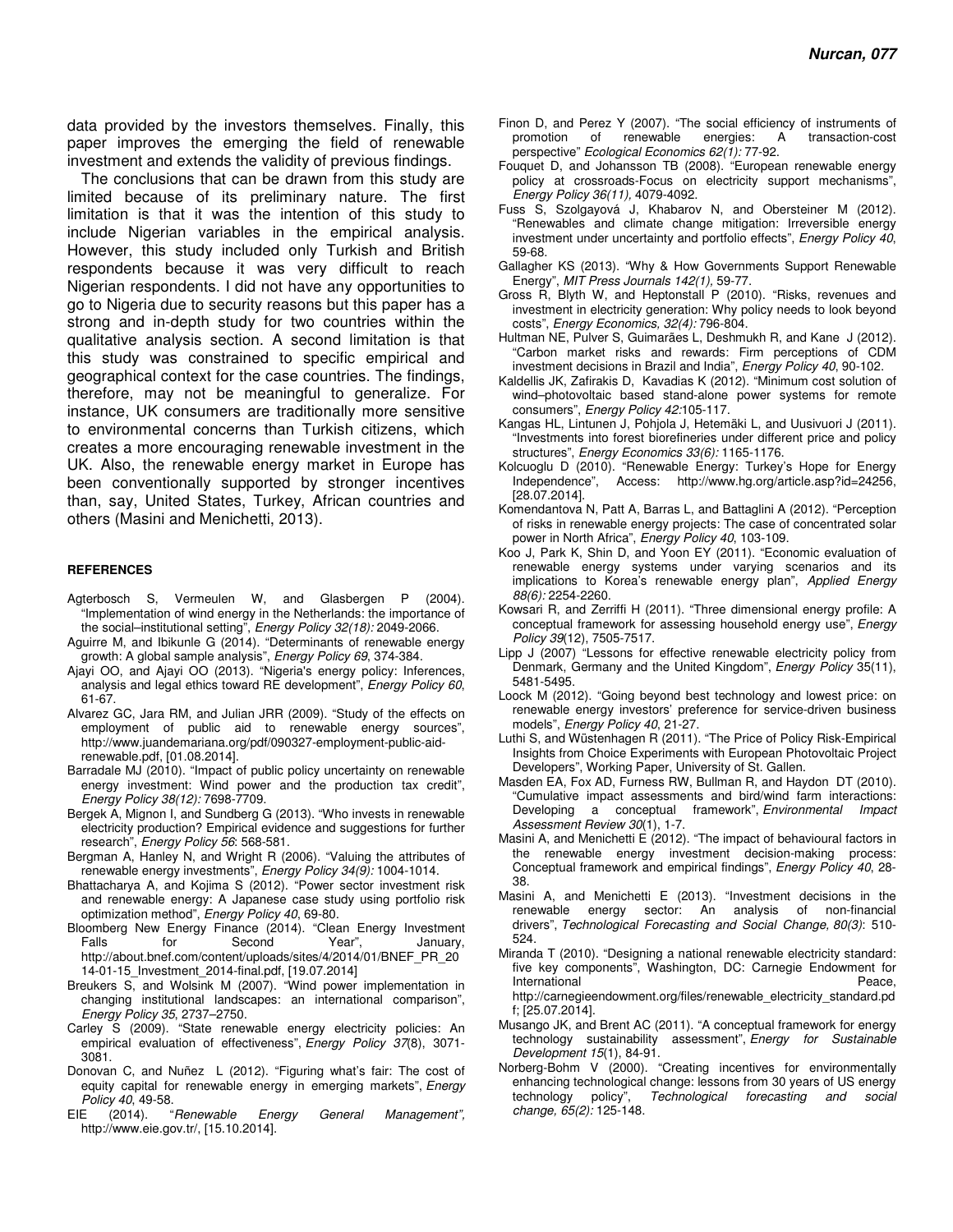data provided by the investors themselves. Finally, this paper improves the emerging the field of renewable investment and extends the validity of previous findings.

The conclusions that can be drawn from this study are limited because of its preliminary nature. The first limitation is that it was the intention of this study to include Nigerian variables in the empirical analysis. However, this study included only Turkish and British respondents because it was very difficult to reach Nigerian respondents. I did not have any opportunities to go to Nigeria due to security reasons but this paper has a strong and in-depth study for two countries within the qualitative analysis section. A second limitation is that this study was constrained to specific empirical and geographical context for the case countries. The findings, therefore, may not be meaningful to generalize. For instance, UK consumers are traditionally more sensitive to environmental concerns than Turkish citizens, which creates a more encouraging renewable investment in the UK. Also, the renewable energy market in Europe has been conventionally supported by stronger incentives than, say, United States, Turkey, African countries and others (Masini and Menichetti, 2013).

## REFERENCES

Agterbosch S, Vermeulen W, and Glasbergen P (2004). "Implementation of wind energy in the Netherlands: the importance of the social–institutional setting", *Energy Policy 32(18):* 2049-2066.

Aguirre M, and Ibikunle G (2014). "Determinants of renewable energy growth: A global sample analysis", *Energy Policy 69*, 374-384.

Ajayi OO, and Ajayi OO (2013). "Nigeria's energy policy: Inferences, analysis and legal ethics toward RE development", *Energy Policy 60*, 61-67.

Alvarez GC, Jara RM, and Julian JRR (2009). "Study of the effects on employment of public aid to renewable energy sources", http://www.juandemariana.org/pdf/090327-employment-public-aid-renewable.pdf, [01.08.2014].

Barradale MJ (2010). "Impact of public policy uncertainty on renewable energy investment: Wind power and the production tax credit", *Energy Policy 38(12):* 7698-7709.

Bergek A, Mignon I, and Sundberg G (2013). "Who invests in renewable electricity production? Empirical evidence and suggestions for further research", *Energy Policy 56*: 568-581.

Bergman A, Hanley N, and Wright R (2006). "Valuing the attributes of renewable energy investments", *Energy Policy 34(9):* 1004-1014.

Bhattacharya A, and Kojima S (2012). "Power sector investment risk and renewable energy: A Japanese case study using portfolio risk optimization method", *Energy Policy 40*, 69-80.

Bloomberg New Energy Finance (2014). "Clean Energy Investment Falls for Second Year", January, http://about.bnef.com/content/uploads/sites/4/2014/01/BNEF_PR_2014-01-15_Investment_2014-final.pdf, [19.07.2014]

Breukers S, and Wolsink M (2007). "Wind power implementation in changing institutional landscapes: an international comparison", *Energy Policy 35*, 2737–2750.

Carley S (2009). "State renewable energy electricity policies: An empirical evaluation of effectiveness", *Energy Policy 37*(8), 3071-3081.

Donovan C, and Nuñez L (2012). "Figuring what's fair: The cost of equity capital for renewable energy in emerging markets", *Energy Policy 40*, 49-58.

EIE (2014). "*Renewable Energy General Management",* http://www.eie.gov.tr/, [15.10.2014].

Finon D, and Perez Y (2007). "The social efficiency of instruments of promotion of renewable energies: A transaction-cost perspective" *Ecological Economics 62(1):* 77-92.

Fouquet D, and Johansson TB (2008). "European renewable energy policy at crossroads-Focus on electricity support mechanisms", *Energy Policy 36(11),* 4079-4092.

Fuss S, Szolgayová J, Khabarov N, and Obersteiner M (2012). "Renewables and climate change mitigation: Irreversible energy investment under uncertainty and portfolio effects", *Energy Policy 40*, 59-68.

Gallagher KS (2013). "Why & How Governments Support Renewable Energy", *MIT Press Journals 142(1),* 59-77.

Gross R, Blyth W, and Heptonstall P (2010). "Risks, revenues and investment in electricity generation: Why policy needs to look beyond costs", *Energy Economics, 32(4):* 796-804.

Hultman NE, Pulver S, Guimarães L, Deshmukh R, and Kane J (2012). "Carbon market risks and rewards: Firm perceptions of CDM investment decisions in Brazil and India", *Energy Policy 40*, 90-102.

Kaldellis JK, Zafirakis D, Kavadias K (2012). "Minimum cost solution of wind–photovoltaic based stand-alone power systems for remote consumers", *Energy Policy 42*:105-117.

Kangas HL, Lintunen J, Pohjola J, Hetemäki L, and Uusivuori J (2011). "Investments into forest biorefineries under different price and policy structures", *Energy Economics 33(6):* 1165-1176.

Kolcuoglu D (2010). "Renewable Energy: Turkey's Hope for Energy Independence", Access: http://www.hg.org/article.asp?id=24256, [28.07.2014].

Komendantova N, Patt A, Barras L, and Battaglini A (2012). "Perception of risks in renewable energy projects: The case of concentrated solar power in North Africa", *Energy Policy 40*, 103-109.

Koo J, Park K, Shin D, and Yoon EY (2011). "Economic evaluation of renewable energy systems under varying scenarios and its implications to Korea's renewable energy plan", *Applied Energy 88(6):* 2254-2260.

Kowsari R, and Zerriffi H (2011). "Three dimensional energy profile: A conceptual framework for assessing household energy use", *Energy Policy 39*(12), 7505-7517.

Lipp J (2007) "Lessons for effective renewable electricity policy from Denmark, Germany and the United Kingdom", *Energy Policy* 35(11), 5481-5495.

Loock M (2012). "Going beyond best technology and lowest price: on renewable energy investors' preference for service-driven business models", *Energy Policy 40*, 21-27.

Luthi S, and Wüstenhagen R (2011). "The Price of Policy Risk-Empirical Insights from Choice Experiments with European Photovoltaic Project Developers", Working Paper, University of St. Gallen.

Masden EA, Fox AD, Furness RW, Bullman R, and Haydon DT (2010). "Cumulative impact assessments and bird/wind farm interactions: Developing a conceptual framework", *Environmental Impact Assessment Review 30*(1), 1-7.

Masini A, and Menichetti E (2012). "The impact of behavioural factors in the renewable energy investment decision-making process: Conceptual framework and empirical findings", *Energy Policy 40*, 28-38.

Masini A, and Menichetti E (2013). "Investment decisions in the renewable energy sector: An analysis of non-financial drivers", *Technological Forecasting and Social Change, 80(3)*: 510-524.

Miranda T (2010). "Designing a national renewable electricity standard: five key components", Washington, DC: Carnegie Endowment for International Peace, http://carnegieendowment.org/files/renewable_electricity_standard.pdf; [25.07.2014].

Musango JK, and Brent AC (2011). "A conceptual framework for energy technology sustainability assessment", *Energy for Sustainable Development 15*(1), 84-91.

Norberg-Bohm V (2000). "Creating incentives for environmentally enhancing technological change: lessons from 30 years of US energy technology policy", *Technological forecasting and social change, 65(2):* 125-148.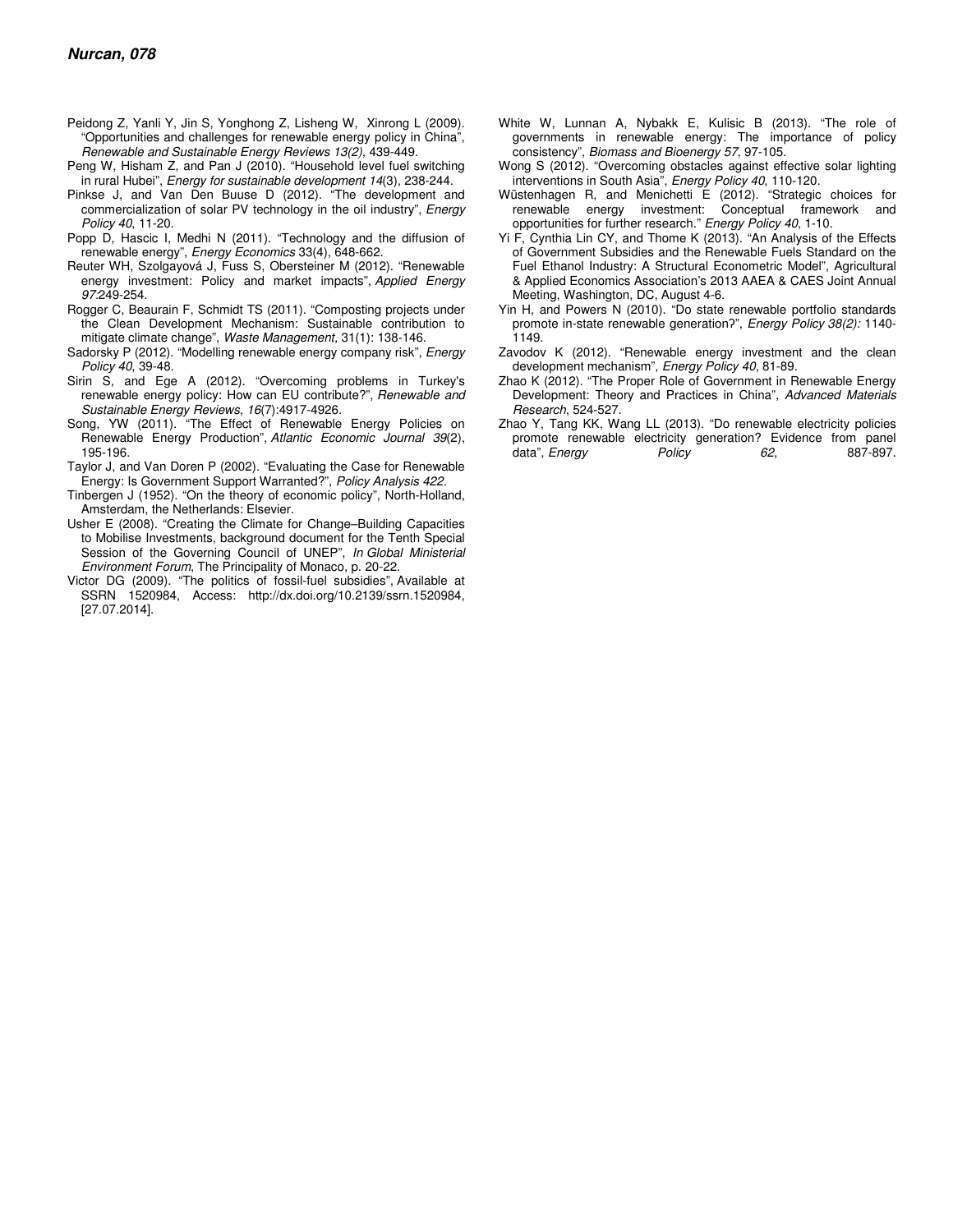Peidong Z, Yanli Y, Jin S, Yonghong Z, Lisheng W, Xinrong L (2009). "Opportunities and challenges for renewable energy policy in China", *Renewable and Sustainable Energy Reviews 13(2)*, 439-449.

Peng W, Hisham Z, and Pan J (2010). "Household level fuel switching in rural Hubei", *Energy for sustainable development 14*(3), 238-244.

Pinkse J, and Van Den Buuse D (2012). "The development and commercialization of solar PV technology in the oil industry", *Energy Policy 40*, 11-20.

Popp D, Hascic I, Medhi N (2011). "Technology and the diffusion of renewable energy", *Energy Economics* 33(4), 648-662.

Reuter WH, Szolgayová J, Fuss S, Obersteiner M (2012). "Renewable energy investment: Policy and market impacts", *Applied Energy 97*:249-254.

Rogger C, Beaurain F, Schmidt TS (2011). "Composting projects under the Clean Development Mechanism: Sustainable contribution to mitigate climate change", *Waste Management,* 31(1): 138-146.

Sadorsky P (2012). "Modelling renewable energy company risk", *Energy Policy 40*, 39-48.

Sirin S, and Ege A (2012). "Overcoming problems in Turkey's renewable energy policy: How can EU contribute?", *Renewable and Sustainable Energy Reviews, 16*(7):4917-4926.

Song, YW (2011). "The Effect of Renewable Energy Policies on Renewable Energy Production", *Atlantic Economic Journal 39*(2), 195-196.

Taylor J, and Van Doren P (2002). "Evaluating the Case for Renewable Energy: Is Government Support Warranted?", *Policy Analysis 422.*

Tinbergen J (1952). "On the theory of economic policy", North-Holland, Amsterdam, the Netherlands: Elsevier.

Usher E (2008). "Creating the Climate for Change–Building Capacities to Mobilise Investments, background document for the Tenth Special Session of the Governing Council of UNEP", *In Global Ministerial Environment Forum*, The Principality of Monaco, p. 20-22.

Victor DG (2009). "The politics of fossil-fuel subsidies", Available at SSRN 1520984, Access: http://dx.doi.org/10.2139/ssrn.1520984, [27.07.2014].

White W, Lunnan A, Nybakk E, Kulisic B (2013). "The role of governments in renewable energy: The importance of policy consistency", *Biomass and Bioenergy 57*, 97-105.

Wong S (2012). "Overcoming obstacles against effective solar lighting interventions in South Asia", *Energy Policy 40*, 110-120.

Wüstenhagen R, and Menichetti E (2012). "Strategic choices for renewable energy investment: Conceptual framework and opportunities for further research." *Energy Policy 40*, 1-10.

Yi F, Cynthia Lin CY, and Thome K (2013). "An Analysis of the Effects of Government Subsidies and the Renewable Fuels Standard on the Fuel Ethanol Industry: A Structural Econometric Model", Agricultural & Applied Economics Association's 2013 AAEA & CAES Joint Annual Meeting, Washington, DC, August 4-6.

Yin H, and Powers N (2010). "Do state renewable portfolio standards promote in-state renewable generation?", *Energy Policy 38(2):* 1140-1149.

Zavodov K (2012). "Renewable energy investment and the clean development mechanism", *Energy Policy 40*, 81-89.

Zhao K (2012). "The Proper Role of Government in Renewable Energy Development: Theory and Practices in China", *Advanced Materials Research*, 524-527.

Zhao Y, Tang KK, Wang LL (2013). "Do renewable electricity policies promote renewable electricity generation? Evidence from panel data", *Energy Policy 62*, 887-897.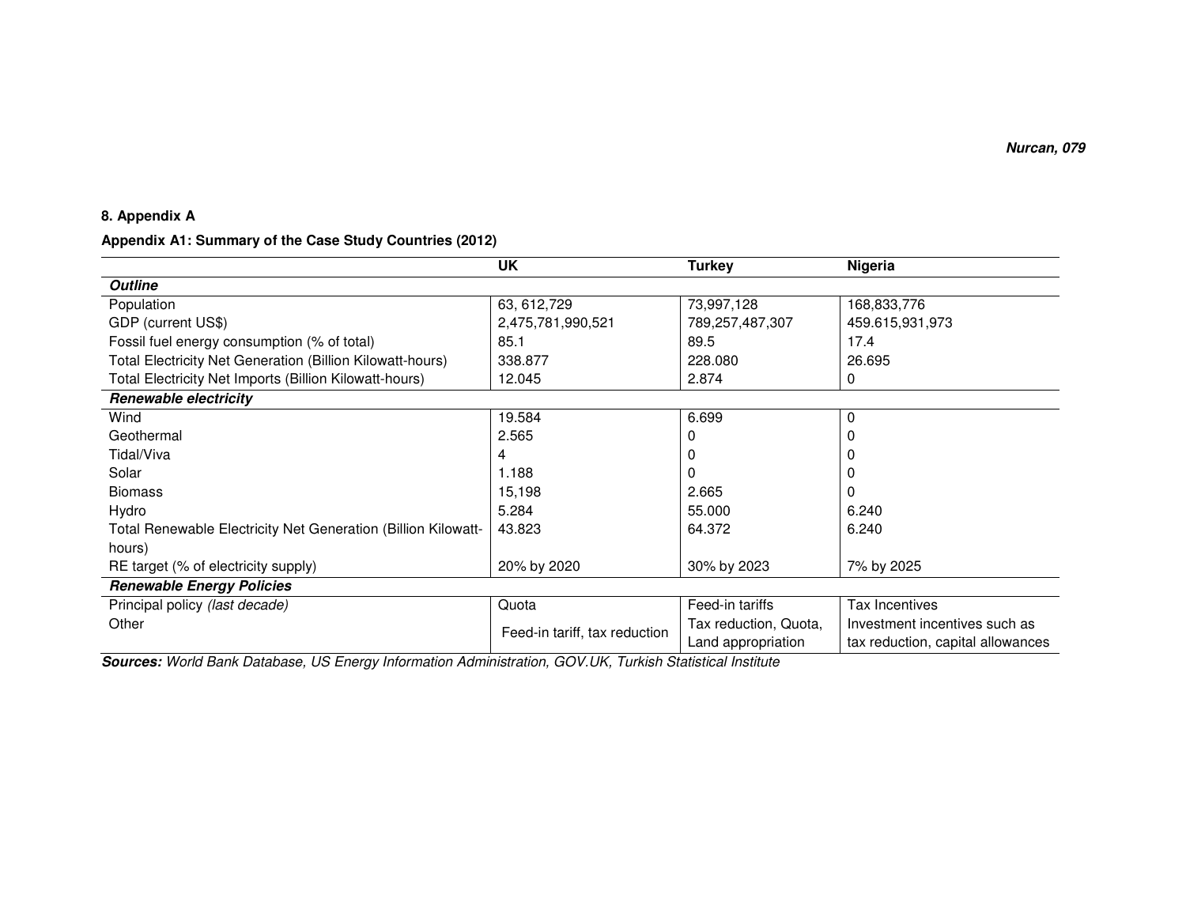## 8. Appendix A

**Appendix A1: Summary of the Case Study Countries (2012)**

| | UK | Turkey | Nigeria |
|---|---|---|---|
| ***Outline*** | | | |
| Population | 63, 612,729 | 73,997,128 | 168,833,776 |
| GDP (current US$) | 2,475,781,990,521 | 789,257,487,307 | 459.615,931,973 |
| Fossil fuel energy consumption (% of total) | 85.1 | 89.5 | 17.4 |
| Total Electricity Net Generation (Billion Kilowatt-hours) | 338.877 | 228.080 | 26.695 |
| Total Electricity Net Imports (Billion Kilowatt-hours) | 12.045 | 2.874 | 0 |
| ***Renewable electricity*** | | | |
| Wind | 19.584 | 6.699 | 0 |
| Geothermal | 2.565 | 0 | 0 |
| Tidal/Viva | 4 | 0 | 0 |
| Solar | 1.188 | 0 | 0 |
| Biomass | 15,198 | 2.665 | 0 |
| Hydro | 5.284 | 55.000 | 6.240 |
| Total Renewable Electricity Net Generation (Billion Kilowatt-hours) | 43.823 | 64.372 | 6.240 |
| RE target (% of electricity supply) | 20% by 2020 | 30% by 2023 | 7% by 2025 |
| ***Renewable Energy Policies*** | | | |
| Principal policy *(last decade)* | Quota | Feed-in tariffs | Tax Incentives |
| Other | Feed-in tariff, tax reduction | Tax reduction, Quota, Land appropriation | Investment incentives such as tax reduction, capital allowances |

***Sources:*** *World Bank Database, US Energy Information Administration, GOV.UK, Turkish Statistical Institute*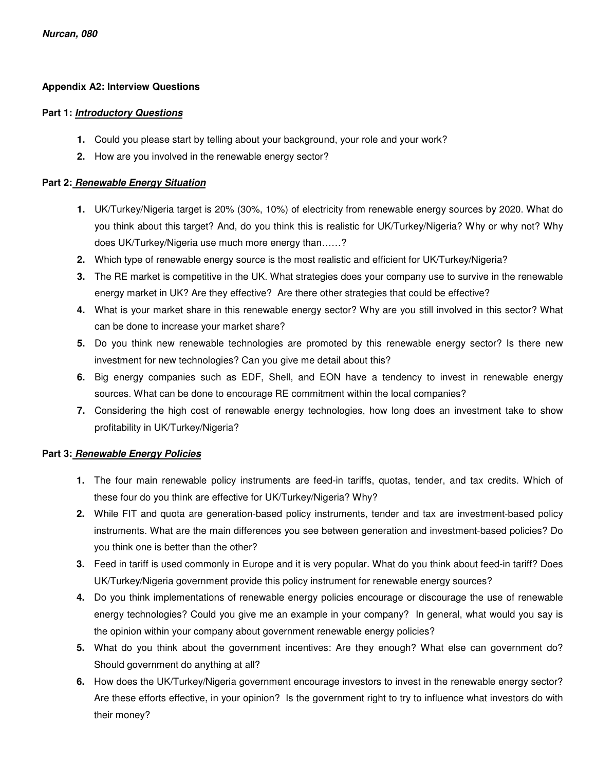**Appendix A2: Interview Questions**

**Part 1: *Introductory Questions***

1. Could you please start by telling about your background, your role and your work?
2. How are you involved in the renewable energy sector?

**Part 2: *Renewable Energy Situation***

1. UK/Turkey/Nigeria target is 20% (30%, 10%) of electricity from renewable energy sources by 2020. What do you think about this target? And, do you think this is realistic for UK/Turkey/Nigeria? Why or why not? Why does UK/Turkey/Nigeria use much more energy than……?
2. Which type of renewable energy source is the most realistic and efficient for UK/Turkey/Nigeria?
3. The RE market is competitive in the UK. What strategies does your company use to survive in the renewable energy market in UK? Are they effective? Are there other strategies that could be effective?
4. What is your market share in this renewable energy sector? Why are you still involved in this sector? What can be done to increase your market share?
5. Do you think new renewable technologies are promoted by this renewable energy sector? Is there new investment for new technologies? Can you give me detail about this?
6. Big energy companies such as EDF, Shell, and EON have a tendency to invest in renewable energy sources. What can be done to encourage RE commitment within the local companies?
7. Considering the high cost of renewable energy technologies, how long does an investment take to show profitability in UK/Turkey/Nigeria?

**Part 3: *Renewable Energy Policies***

1. The four main renewable policy instruments are feed-in tariffs, quotas, tender, and tax credits. Which of these four do you think are effective for UK/Turkey/Nigeria? Why?
2. While FIT and quota are generation-based policy instruments, tender and tax are investment-based policy instruments. What are the main differences you see between generation and investment-based policies? Do you think one is better than the other?
3. Feed in tariff is used commonly in Europe and it is very popular. What do you think about feed-in tariff? Does UK/Turkey/Nigeria government provide this policy instrument for renewable energy sources?
4. Do you think implementations of renewable energy policies encourage or discourage the use of renewable energy technologies? Could you give me an example in your company? In general, what would you say is the opinion within your company about government renewable energy policies?
5. What do you think about the government incentives: Are they enough? What else can government do? Should government do anything at all?
6. How does the UK/Turkey/Nigeria government encourage investors to invest in the renewable energy sector? Are these efforts effective, in your opinion? Is the government right to try to influence what investors do with their money?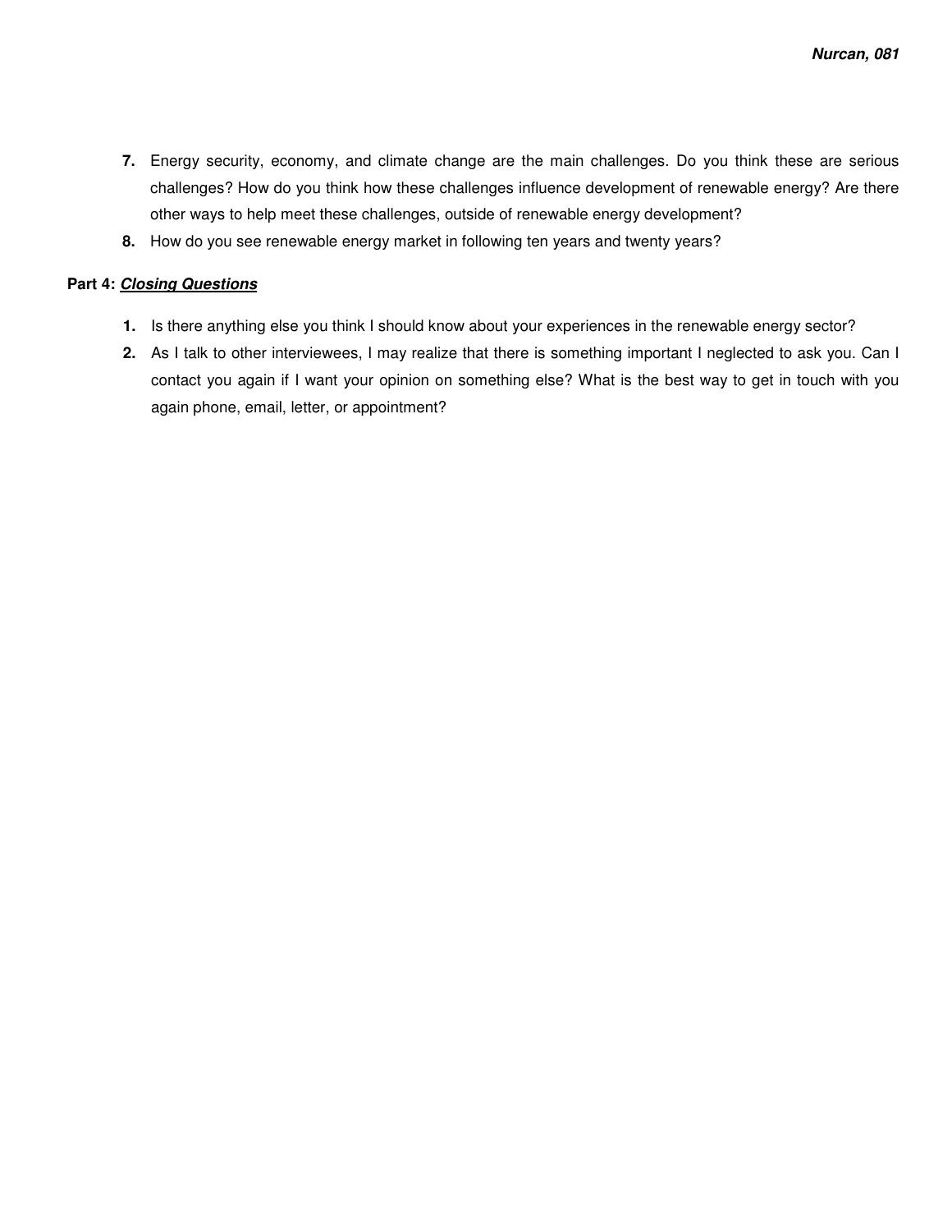7. Energy security, economy, and climate change are the main challenges. Do you think these are serious challenges? How do you think how these challenges influence development of renewable energy? Are there other ways to help meet these challenges, outside of renewable energy development?
8. How do you see renewable energy market in following ten years and twenty years?

**Part 4: *Closing Questions***

1. Is there anything else you think I should know about your experiences in the renewable energy sector?
2. As I talk to other interviewees, I may realize that there is something important I neglected to ask you. Can I contact you again if I want your opinion on something else? What is the best way to get in touch with you again phone, email, letter, or appointment?